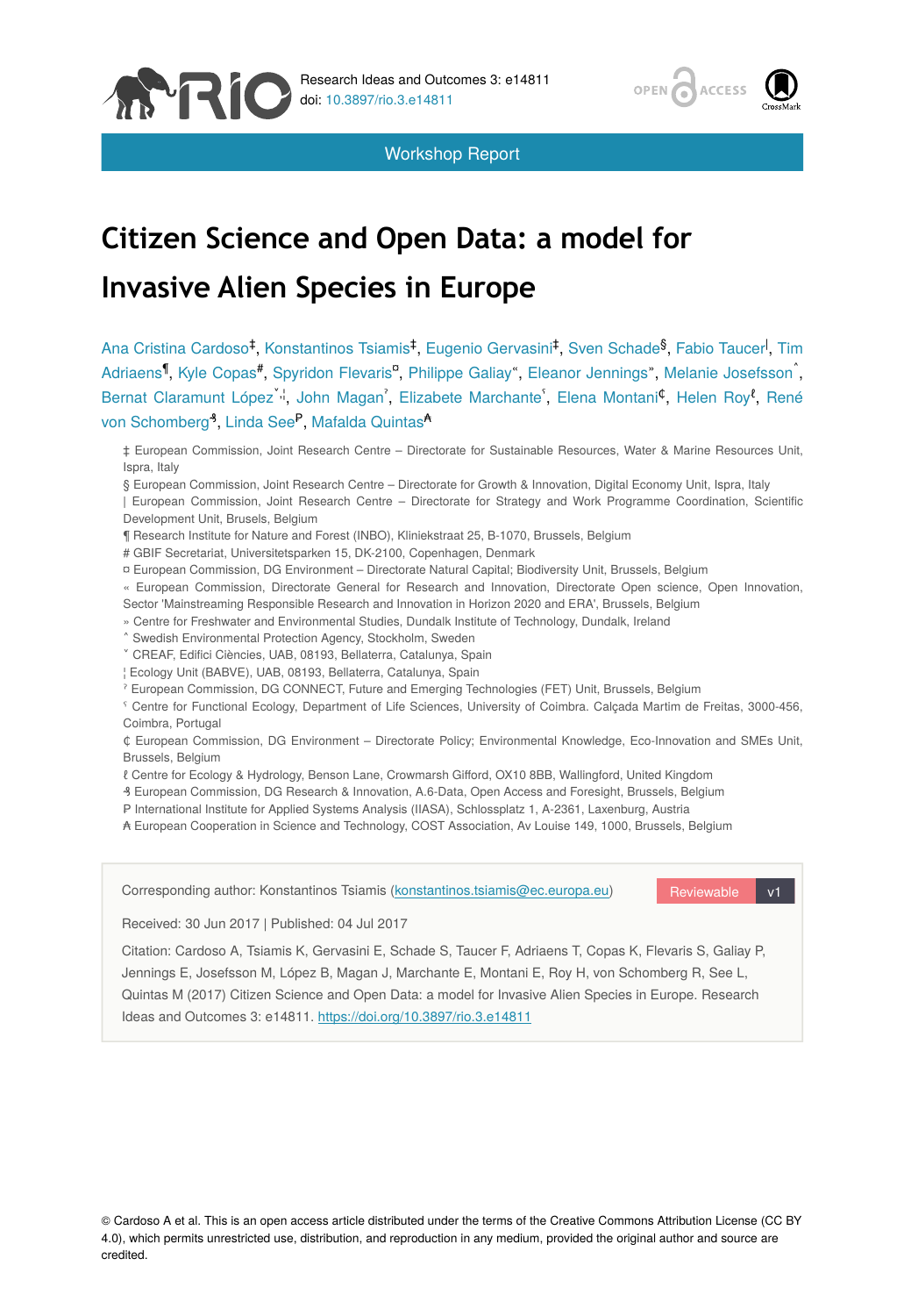Workshop Report

# Citizen Science and Open Data: a model for Invasive Alien Species in Europe

Ana Cristina Cardoso[‡], Konstantinos Tsiamis[‡], Eugenio Gervasini[‡], Sven Schade[§], Fabio Taucer[|], Tim Adriaens[¶], Kyle Copas[#], Spyridon Flevaris[¤], Philippe Galiay[«], Eleanor Jennings[»], Melanie Josefsson[˄], Bernat Claramunt López[˅,¦], John Magan[ˀ], Elizabete Marchante[ˁ], Elena Montani[₵], Helen Roy[ℓ], René von Schomberg[₰], Linda See[P], Mafalda Quintas[₳]

‡ European Commission, Joint Research Centre – Directorate for Sustainable Resources, Water & Marine Resources Unit, Ispra, Italy

§ European Commission, Joint Research Centre – Directorate for Growth & Innovation, Digital Economy Unit, Ispra, Italy

| European Commission, Joint Research Centre – Directorate for Strategy and Work Programme Coordination, Scientific Development Unit, Brusels, Belgium

¶ Research Institute for Nature and Forest (INBO), Kliniekstraat 25, B-1070, Brussels, Belgium

# GBIF Secretariat, Universitetsparken 15, DK-2100, Copenhagen, Denmark

¤ European Commission, DG Environment – Directorate Natural Capital; Biodiversity Unit, Brussels, Belgium

« European Commission, Directorate General for Research and Innovation, Directorate Open science, Open Innovation, Sector 'Mainstreaming Responsible Research and Innovation in Horizon 2020 and ERA', Brussels, Belgium

» Centre for Freshwater and Environmental Studies, Dundalk Institute of Technology, Dundalk, Ireland

˄ Swedish Environmental Protection Agency, Stockholm, Sweden

˅ CREAF, Edifici Ciències, UAB, 08193, Bellaterra, Catalunya, Spain

¦ Ecology Unit (BABVE), UAB, 08193, Bellaterra, Catalunya, Spain

ˀ European Commission, DG CONNECT, Future and Emerging Technologies (FET) Unit, Brussels, Belgium

ˁ Centre for Functional Ecology, Department of Life Sciences, University of Coimbra. Calçada Martim de Freitas, 3000-456, Coimbra, Portugal

₵ European Commission, DG Environment – Directorate Policy; Environmental Knowledge, Eco-Innovation and SMEs Unit, Brussels, Belgium

ℓ Centre for Ecology & Hydrology, Benson Lane, Crowmarsh Gifford, OX10 8BB, Wallingford, United Kingdom

₰ European Commission, DG Research & Innovation, A.6-Data, Open Access and Foresight, Brussels, Belgium

P International Institute for Applied Systems Analysis (IIASA), Schlossplatz 1, A-2361, Laxenburg, Austria

₳ European Cooperation in Science and Technology, COST Association, Av Louise 149, 1000, Brussels, Belgium

Corresponding author: Konstantinos Tsiamis (konstantinos.tsiamis@ec.europa.eu)

Reviewable v1

Received: 30 Jun 2017 | Published: 04 Jul 2017

Citation: Cardoso A, Tsiamis K, Gervasini E, Schade S, Taucer F, Adriaens T, Copas K, Flevaris S, Galiay P, Jennings E, Josefsson M, López B, Magan J, Marchante E, Montani E, Roy H, von Schomberg R, See L, Quintas M (2017) Citizen Science and Open Data: a model for Invasive Alien Species in Europe. Research Ideas and Outcomes 3: e14811. https://doi.org/10.3897/rio.3.e14811

© Cardoso A et al. This is an open access article distributed under the terms of the Creative Commons Attribution License (CC BY 4.0), which permits unrestricted use, distribution, and reproduction in any medium, provided the original author and source are credited.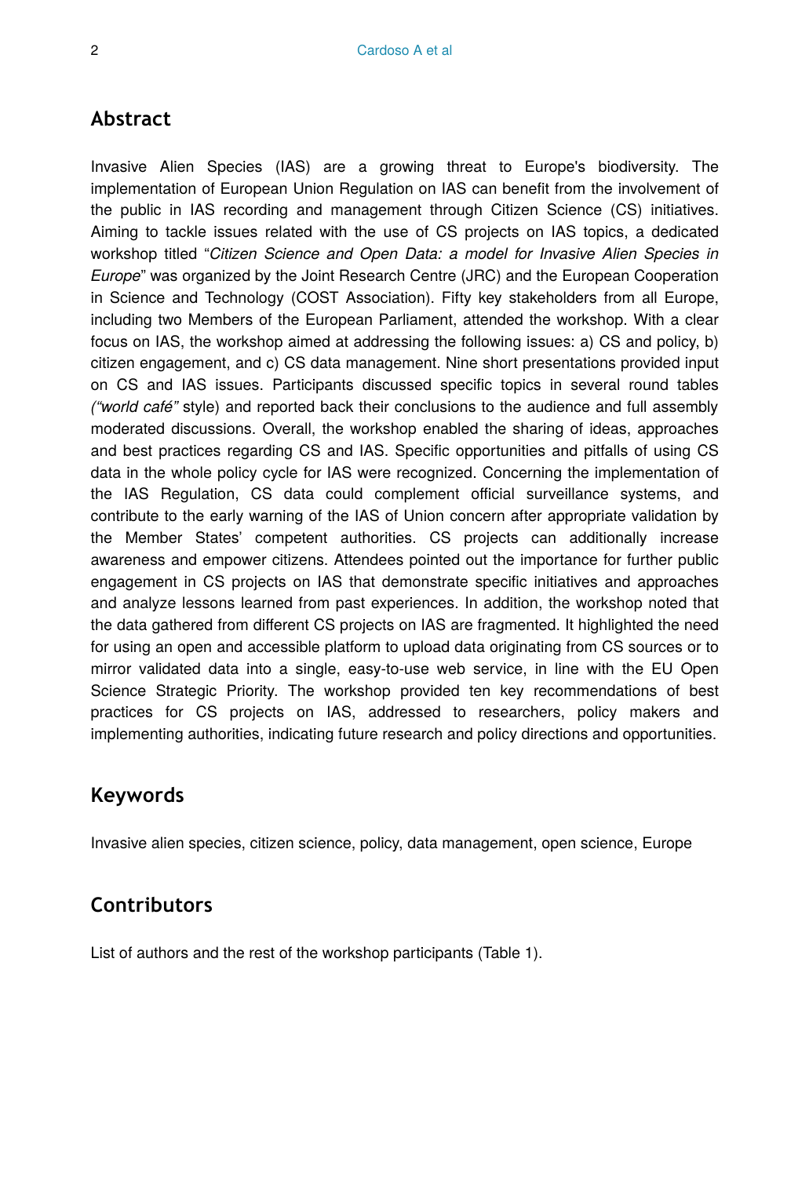## Abstract

Invasive Alien Species (IAS) are a growing threat to Europe's biodiversity. The implementation of European Union Regulation on IAS can benefit from the involvement of the public in IAS recording and management through Citizen Science (CS) initiatives. Aiming to tackle issues related with the use of CS projects on IAS topics, a dedicated workshop titled "*Citizen Science and Open Data: a model for Invasive Alien Species in Europe*" was organized by the Joint Research Centre (JRC) and the European Cooperation in Science and Technology (COST Association). Fifty key stakeholders from all Europe, including two Members of the European Parliament, attended the workshop. With a clear focus on IAS, the workshop aimed at addressing the following issues: a) CS and policy, b) citizen engagement, and c) CS data management. Nine short presentations provided input on CS and IAS issues. Participants discussed specific topics in several round tables *("world café"* style) and reported back their conclusions to the audience and full assembly moderated discussions. Overall, the workshop enabled the sharing of ideas, approaches and best practices regarding CS and IAS. Specific opportunities and pitfalls of using CS data in the whole policy cycle for IAS were recognized. Concerning the implementation of the IAS Regulation, CS data could complement official surveillance systems, and contribute to the early warning of the IAS of Union concern after appropriate validation by the Member States' competent authorities. CS projects can additionally increase awareness and empower citizens. Attendees pointed out the importance for further public engagement in CS projects on IAS that demonstrate specific initiatives and approaches and analyze lessons learned from past experiences. In addition, the workshop noted that the data gathered from different CS projects on IAS are fragmented. It highlighted the need for using an open and accessible platform to upload data originating from CS sources or to mirror validated data into a single, easy-to-use web service, in line with the EU Open Science Strategic Priority. The workshop provided ten key recommendations of best practices for CS projects on IAS, addressed to researchers, policy makers and implementing authorities, indicating future research and policy directions and opportunities.

## Keywords

Invasive alien species, citizen science, policy, data management, open science, Europe

## Contributors

List of authors and the rest of the workshop participants (Table 1).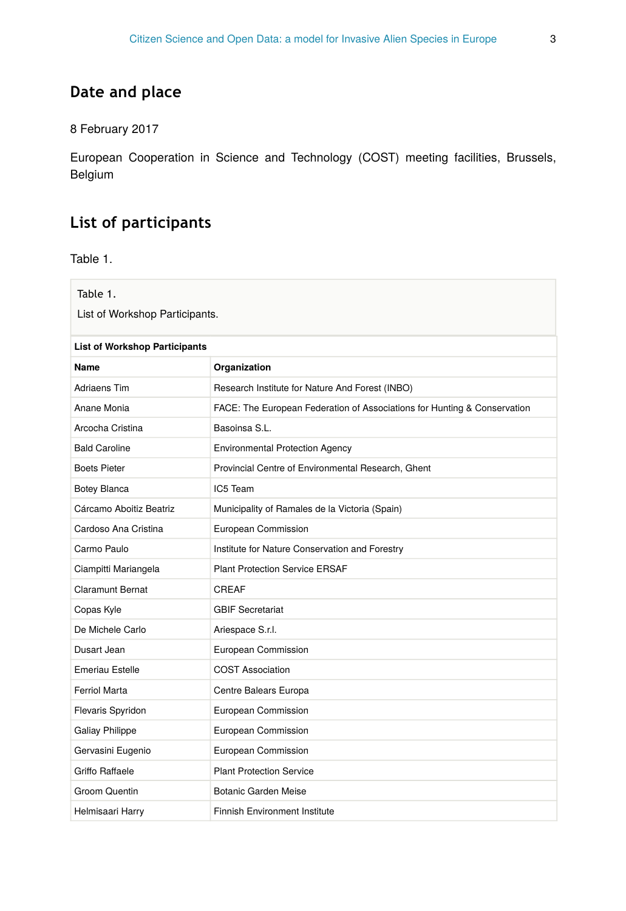## Date and place

8 February 2017

European Cooperation in Science and Technology (COST) meeting facilities, Brussels, Belgium

## List of participants

Table 1.

Table 1.
List of Workshop Participants.

| List of Workshop Participants | |
|---|---|
| **Name** | **Organization** |
| Adriaens Tim | Research Institute for Nature And Forest (INBO) |
| Anane Monia | FACE: The European Federation of Associations for Hunting & Conservation |
| Arcocha Cristina | Basoinsa S.L. |
| Bald Caroline | Environmental Protection Agency |
| Boets Pieter | Provincial Centre of Environmental Research, Ghent |
| Botey Blanca | IC5 Team |
| Cárcamo Aboitiz Beatriz | Municipality of Ramales de la Victoria (Spain) |
| Cardoso Ana Cristina | European Commission |
| Carmo Paulo | Institute for Nature Conservation and Forestry |
| Ciampitti Mariangela | Plant Protection Service ERSAF |
| Claramunt Bernat | CREAF |
| Copas Kyle | GBIF Secretariat |
| De Michele Carlo | Ariespace S.r.l. |
| Dusart Jean | European Commission |
| Emeriau Estelle | COST Association |
| Ferriol Marta | Centre Balears Europa |
| Flevaris Spyridon | European Commission |
| Galiay Philippe | European Commission |
| Gervasini Eugenio | European Commission |
| Griffo Raffaele | Plant Protection Service |
| Groom Quentin | Botanic Garden Meise |
| Helmisaari Harry | Finnish Environment Institute |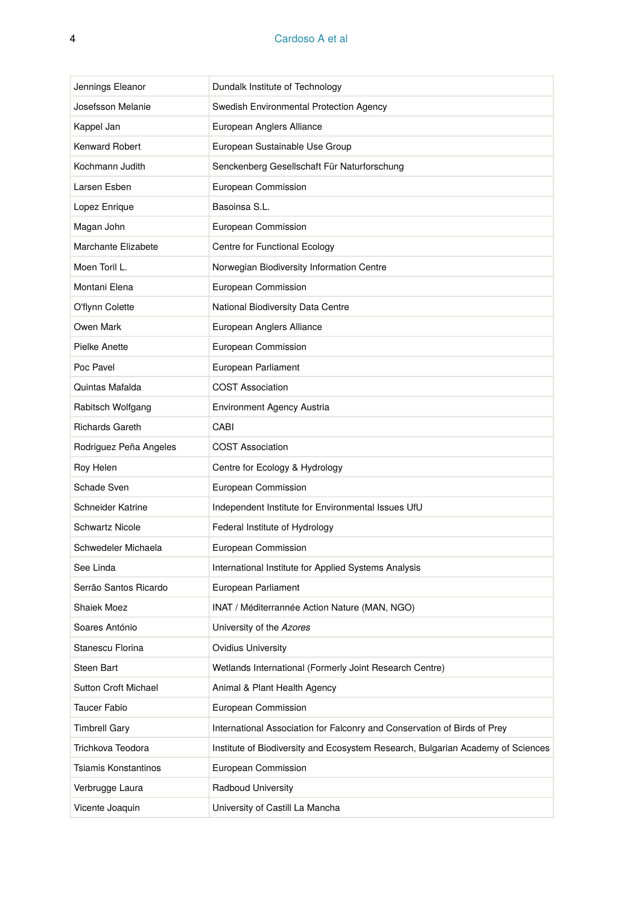| Jennings Eleanor | Dundalk Institute of Technology |
|---|---|
| Josefsson Melanie | Swedish Environmental Protection Agency |
| Kappel Jan | European Anglers Alliance |
| Kenward Robert | European Sustainable Use Group |
| Kochmann Judith | Senckenberg Gesellschaft Für Naturforschung |
| Larsen Esben | European Commission |
| Lopez Enrique | Basoinsa S.L. |
| Magan John | European Commission |
| Marchante Elizabete | Centre for Functional Ecology |
| Moen Toril L. | Norwegian Biodiversity Information Centre |
| Montani Elena | European Commission |
| O'flynn Colette | National Biodiversity Data Centre |
| Owen Mark | European Anglers Alliance |
| Pielke Anette | European Commission |
| Poc Pavel | European Parliament |
| Quintas Mafalda | COST Association |
| Rabitsch Wolfgang | Environment Agency Austria |
| Richards Gareth | CABI |
| Rodriguez Peña Angeles | COST Association |
| Roy Helen | Centre for Ecology & Hydrology |
| Schade Sven | European Commission |
| Schneider Katrine | Independent Institute for Environmental Issues UfU |
| Schwartz Nicole | Federal Institute of Hydrology |
| Schwedeler Michaela | European Commission |
| See Linda | International Institute for Applied Systems Analysis |
| Serrão Santos Ricardo | European Parliament |
| Shaiek Moez | INAT / Méditerrannée Action Nature (MAN, NGO) |
| Soares António | University of the *Azores* |
| Stanescu Florina | Ovidius University |
| Steen Bart | Wetlands International (Formerly Joint Research Centre) |
| Sutton Croft Michael | Animal & Plant Health Agency |
| Taucer Fabio | European Commission |
| Timbrell Gary | International Association for Falconry and Conservation of Birds of Prey |
| Trichkova Teodora | Institute of Biodiversity and Ecosystem Research, Bulgarian Academy of Sciences |
| Tsiamis Konstantinos | European Commission |
| Verbrugge Laura | Radboud University |
| Vicente Joaquin | University of Castill La Mancha |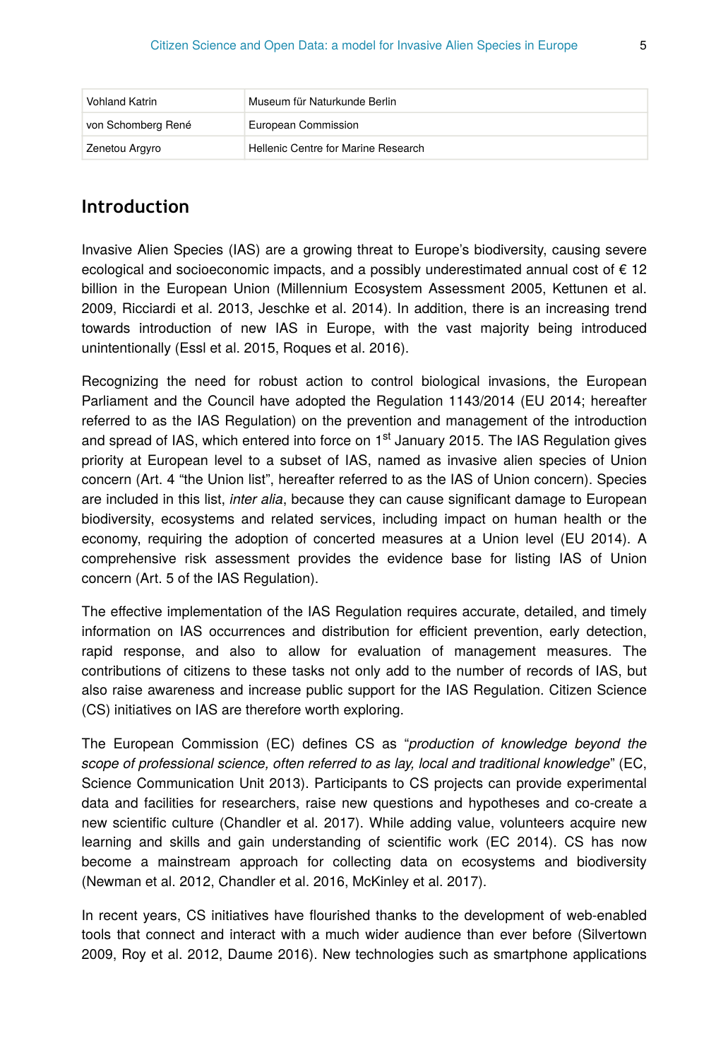| | |
|---|---|
| Vohland Katrin | Museum für Naturkunde Berlin |
| von Schomberg René | European Commission |
| Zenetou Argyro | Hellenic Centre for Marine Research |

## Introduction

Invasive Alien Species (IAS) are a growing threat to Europe's biodiversity, causing severe ecological and socioeconomic impacts, and a possibly underestimated annual cost of € 12 billion in the European Union (Millennium Ecosystem Assessment 2005, Kettunen et al. 2009, Ricciardi et al. 2013, Jeschke et al. 2014). In addition, there is an increasing trend towards introduction of new IAS in Europe, with the vast majority being introduced unintentionally (Essl et al. 2015, Roques et al. 2016).

Recognizing the need for robust action to control biological invasions, the European Parliament and the Council have adopted the Regulation 1143/2014 (EU 2014; hereafter referred to as the IAS Regulation) on the prevention and management of the introduction and spread of IAS, which entered into force on 1st January 2015. The IAS Regulation gives priority at European level to a subset of IAS, named as invasive alien species of Union concern (Art. 4 "the Union list", hereafter referred to as the IAS of Union concern). Species are included in this list, *inter alia*, because they can cause significant damage to European biodiversity, ecosystems and related services, including impact on human health or the economy, requiring the adoption of concerted measures at a Union level (EU 2014). A comprehensive risk assessment provides the evidence base for listing IAS of Union concern (Art. 5 of the IAS Regulation).

The effective implementation of the IAS Regulation requires accurate, detailed, and timely information on IAS occurrences and distribution for efficient prevention, early detection, rapid response, and also to allow for evaluation of management measures. The contributions of citizens to these tasks not only add to the number of records of IAS, but also raise awareness and increase public support for the IAS Regulation. Citizen Science (CS) initiatives on IAS are therefore worth exploring.

The European Commission (EC) defines CS as "*production of knowledge beyond the scope of professional science, often referred to as lay, local and traditional knowledge*" (EC, Science Communication Unit 2013). Participants to CS projects can provide experimental data and facilities for researchers, raise new questions and hypotheses and co-create a new scientific culture (Chandler et al. 2017). While adding value, volunteers acquire new learning and skills and gain understanding of scientific work (EC 2014). CS has now become a mainstream approach for collecting data on ecosystems and biodiversity (Newman et al. 2012, Chandler et al. 2016, McKinley et al. 2017).

In recent years, CS initiatives have flourished thanks to the development of web-enabled tools that connect and interact with a much wider audience than ever before (Silvertown 2009, Roy et al. 2012, Daume 2016). New technologies such as smartphone applications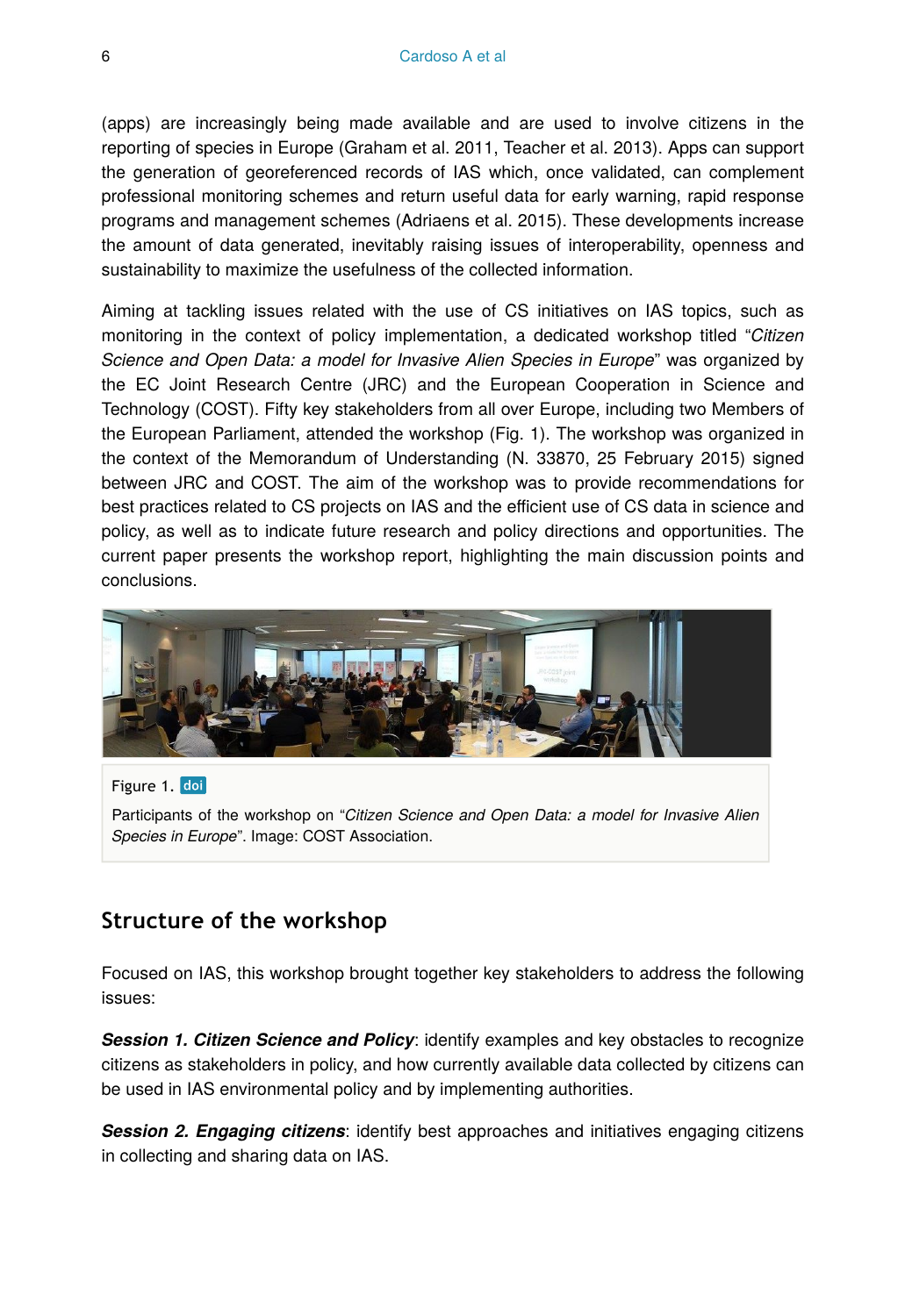(apps) are increasingly being made available and are used to involve citizens in the reporting of species in Europe (Graham et al. 2011, Teacher et al. 2013). Apps can support the generation of georeferenced records of IAS which, once validated, can complement professional monitoring schemes and return useful data for early warning, rapid response programs and management schemes (Adriaens et al. 2015). These developments increase the amount of data generated, inevitably raising issues of interoperability, openness and sustainability to maximize the usefulness of the collected information.

Aiming at tackling issues related with the use of CS initiatives on IAS topics, such as monitoring in the context of policy implementation, a dedicated workshop titled "*Citizen Science and Open Data: a model for Invasive Alien Species in Europe*" was organized by the EC Joint Research Centre (JRC) and the European Cooperation in Science and Technology (COST). Fifty key stakeholders from all over Europe, including two Members of the European Parliament, attended the workshop (Fig. 1). The workshop was organized in the context of the Memorandum of Understanding (N. 33870, 25 February 2015) signed between JRC and COST. The aim of the workshop was to provide recommendations for best practices related to CS projects on IAS and the efficient use of CS data in science and policy, as well as to indicate future research and policy directions and opportunities. The current paper presents the workshop report, highlighting the main discussion points and conclusions.

Figure 1. doi

Participants of the workshop on "*Citizen Science and Open Data: a model for Invasive Alien Species in Europe*". Image: COST Association.

## Structure of the workshop

Focused on IAS, this workshop brought together key stakeholders to address the following issues:

***Session 1. Citizen Science and Policy***: identify examples and key obstacles to recognize citizens as stakeholders in policy, and how currently available data collected by citizens can be used in IAS environmental policy and by implementing authorities.

***Session 2. Engaging citizens***: identify best approaches and initiatives engaging citizens in collecting and sharing data on IAS.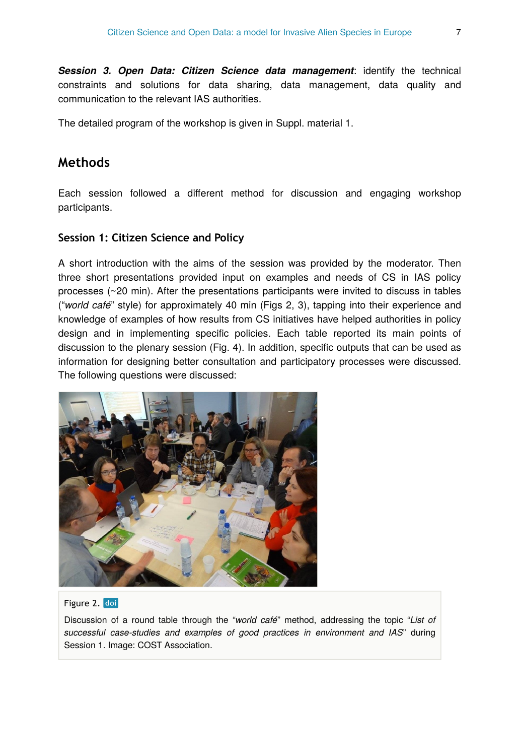***Session 3. Open Data: Citizen Science data management***: identify the technical constraints and solutions for data sharing, data management, data quality and communication to the relevant IAS authorities.

The detailed program of the workshop is given in Suppl. material 1.

## Methods

Each session followed a different method for discussion and engaging workshop participants.

### Session 1: Citizen Science and Policy

A short introduction with the aims of the session was provided by the moderator. Then three short presentations provided input on examples and needs of CS in IAS policy processes (~20 min). After the presentations participants were invited to discuss in tables ("*world café*" style) for approximately 40 min (Figs 2, 3), tapping into their experience and knowledge of examples of how results from CS initiatives have helped authorities in policy design and in implementing specific policies. Each table reported its main points of discussion to the plenary session (Fig. 4). In addition, specific outputs that can be used as information for designing better consultation and participatory processes were discussed. The following questions were discussed:

Figure 2. doi

Discussion of a round table through the "*world café*" method, addressing the topic "*List of successful case-studies and examples of good practices in environment and IAS*" during Session 1. Image: COST Association.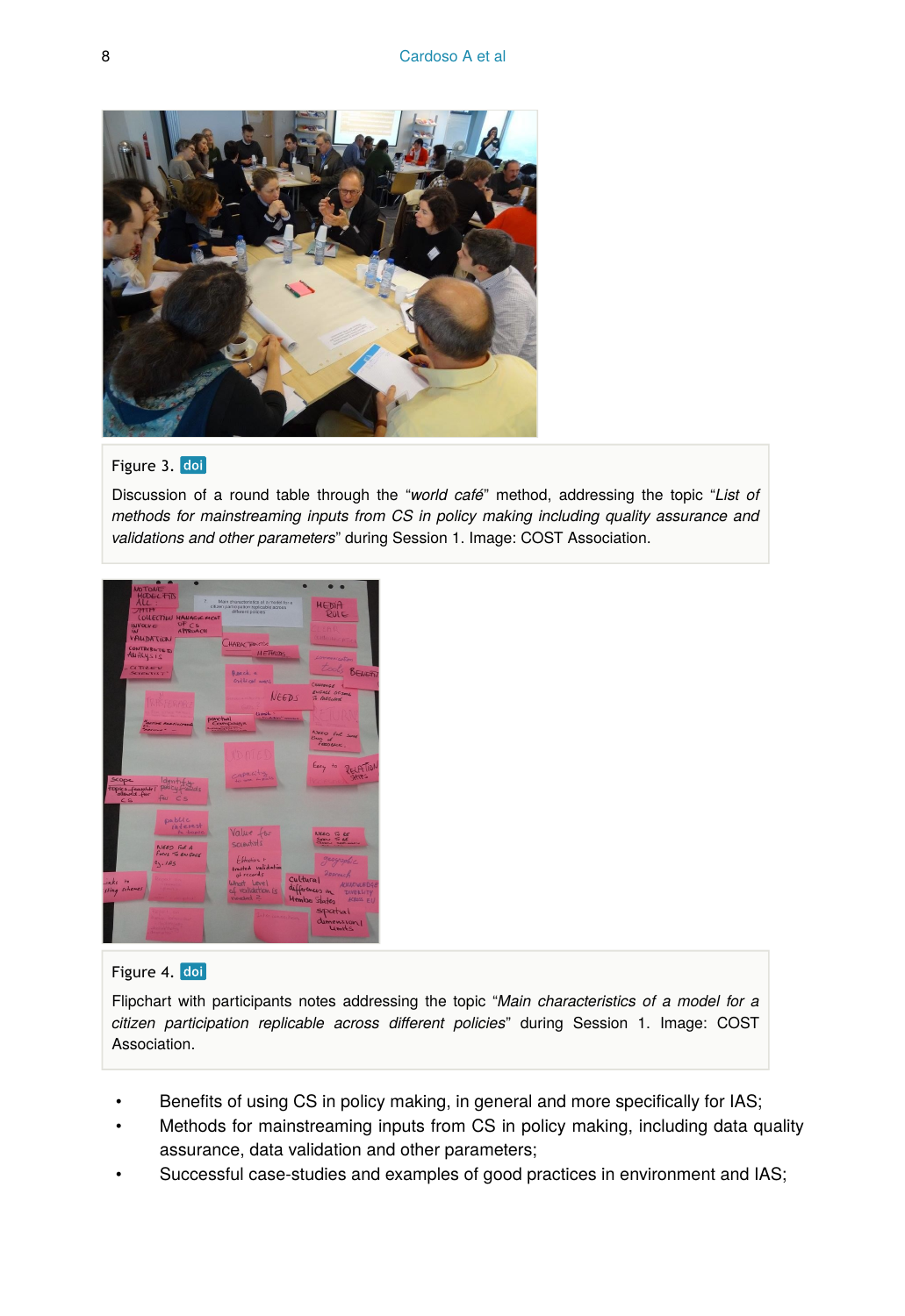Figure 3. doi

Discussion of a round table through the "*world café*" method, addressing the topic "*List of methods for mainstreaming inputs from CS in policy making including quality assurance and validations and other parameters*" during Session 1. Image: COST Association.

Figure 4. doi

Flipchart with participants notes addressing the topic "*Main characteristics of a model for a citizen participation replicable across different policies*" during Session 1. Image: COST Association.

- Benefits of using CS in policy making, in general and more specifically for IAS;
- Methods for mainstreaming inputs from CS in policy making, including data quality assurance, data validation and other parameters;
- Successful case-studies and examples of good practices in environment and IAS;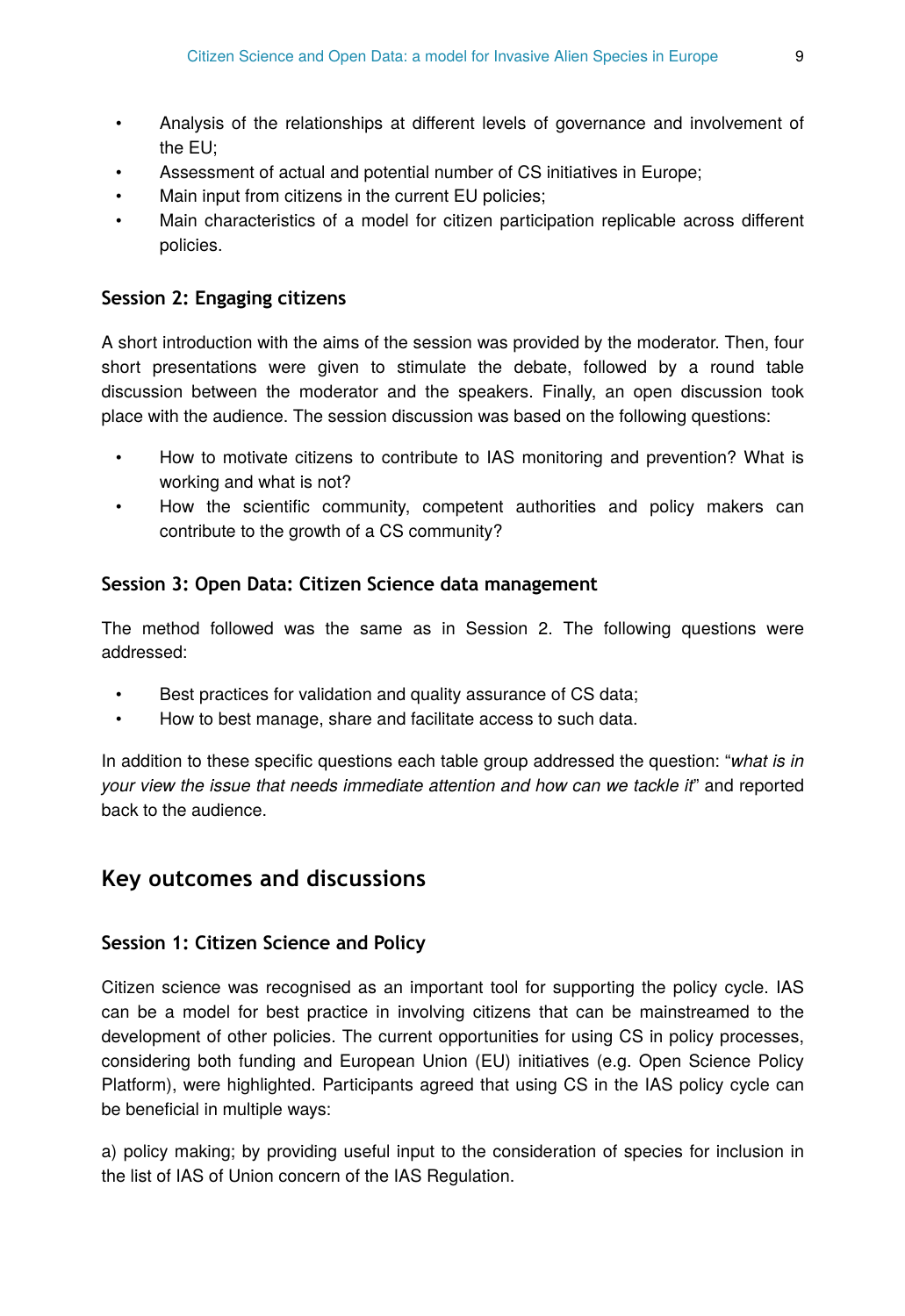- Analysis of the relationships at different levels of governance and involvement of the EU;
- Assessment of actual and potential number of CS initiatives in Europe;
- Main input from citizens in the current EU policies;
- Main characteristics of a model for citizen participation replicable across different policies.

### Session 2: Engaging citizens

A short introduction with the aims of the session was provided by the moderator. Then, four short presentations were given to stimulate the debate, followed by a round table discussion between the moderator and the speakers. Finally, an open discussion took place with the audience. The session discussion was based on the following questions:

- How to motivate citizens to contribute to IAS monitoring and prevention? What is working and what is not?
- How the scientific community, competent authorities and policy makers can contribute to the growth of a CS community?

### Session 3: Open Data: Citizen Science data management

The method followed was the same as in Session 2. The following questions were addressed:

- Best practices for validation and quality assurance of CS data;
- How to best manage, share and facilitate access to such data.

In addition to these specific questions each table group addressed the question: "*what is in your view the issue that needs immediate attention and how can we tackle it*" and reported back to the audience.

## Key outcomes and discussions

### Session 1: Citizen Science and Policy

Citizen science was recognised as an important tool for supporting the policy cycle. IAS can be a model for best practice in involving citizens that can be mainstreamed to the development of other policies. The current opportunities for using CS in policy processes, considering both funding and European Union (EU) initiatives (e.g. Open Science Policy Platform), were highlighted. Participants agreed that using CS in the IAS policy cycle can be beneficial in multiple ways:

a) policy making; by providing useful input to the consideration of species for inclusion in the list of IAS of Union concern of the IAS Regulation.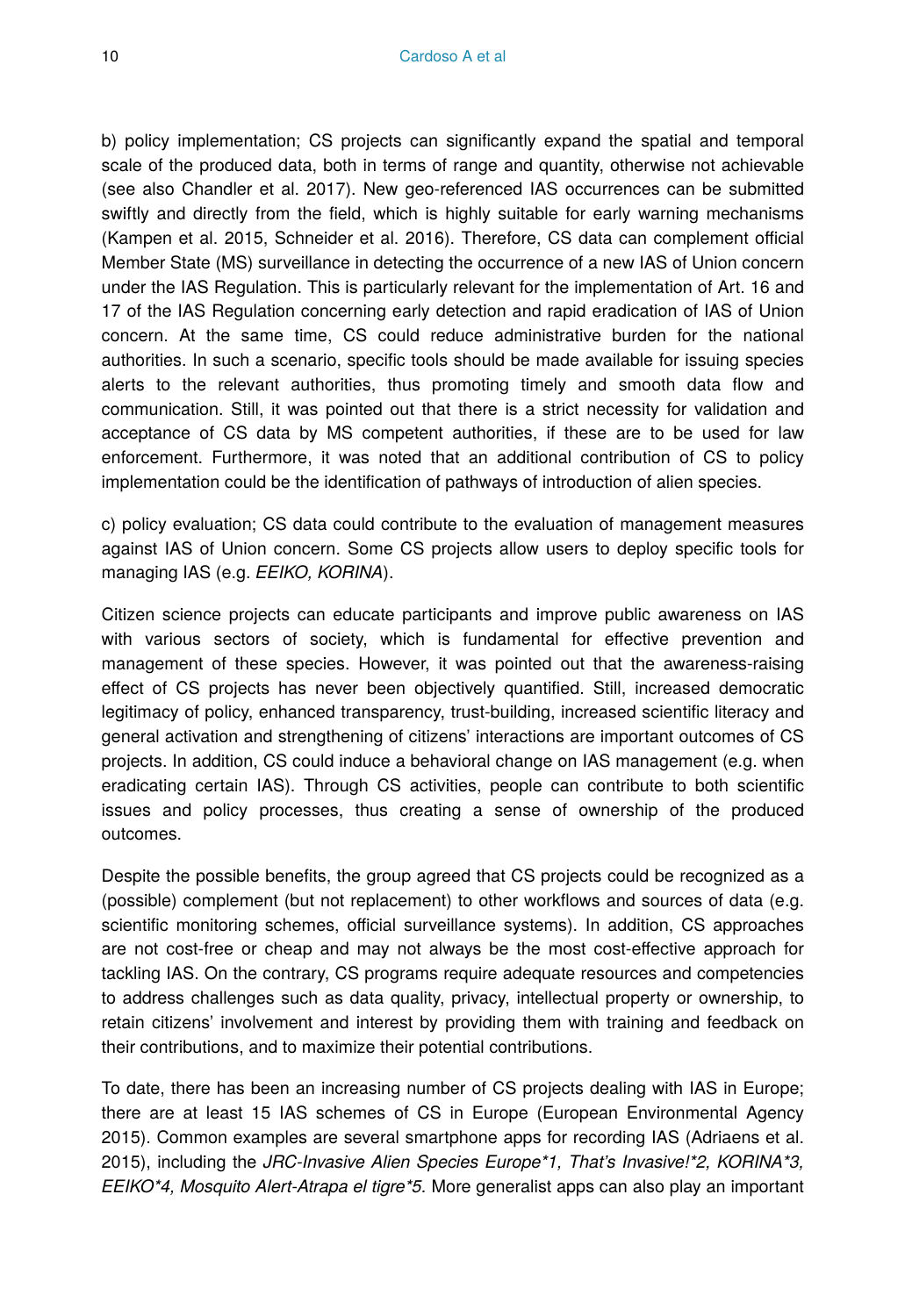b) policy implementation; CS projects can significantly expand the spatial and temporal scale of the produced data, both in terms of range and quantity, otherwise not achievable (see also Chandler et al. 2017). New geo-referenced IAS occurrences can be submitted swiftly and directly from the field, which is highly suitable for early warning mechanisms (Kampen et al. 2015, Schneider et al. 2016). Therefore, CS data can complement official Member State (MS) surveillance in detecting the occurrence of a new IAS of Union concern under the IAS Regulation. This is particularly relevant for the implementation of Art. 16 and 17 of the IAS Regulation concerning early detection and rapid eradication of IAS of Union concern. At the same time, CS could reduce administrative burden for the national authorities. In such a scenario, specific tools should be made available for issuing species alerts to the relevant authorities, thus promoting timely and smooth data flow and communication. Still, it was pointed out that there is a strict necessity for validation and acceptance of CS data by MS competent authorities, if these are to be used for law enforcement. Furthermore, it was noted that an additional contribution of CS to policy implementation could be the identification of pathways of introduction of alien species.

c) policy evaluation; CS data could contribute to the evaluation of management measures against IAS of Union concern. Some CS projects allow users to deploy specific tools for managing IAS (e.g. *EEIKO, KORINA*).

Citizen science projects can educate participants and improve public awareness on IAS with various sectors of society, which is fundamental for effective prevention and management of these species. However, it was pointed out that the awareness-raising effect of CS projects has never been objectively quantified. Still, increased democratic legitimacy of policy, enhanced transparency, trust-building, increased scientific literacy and general activation and strengthening of citizens' interactions are important outcomes of CS projects. In addition, CS could induce a behavioral change on IAS management (e.g. when eradicating certain IAS). Through CS activities, people can contribute to both scientific issues and policy processes, thus creating a sense of ownership of the produced outcomes.

Despite the possible benefits, the group agreed that CS projects could be recognized as a (possible) complement (but not replacement) to other workflows and sources of data (e.g. scientific monitoring schemes, official surveillance systems). In addition, CS approaches are not cost-free or cheap and may not always be the most cost-effective approach for tackling IAS. On the contrary, CS programs require adequate resources and competencies to address challenges such as data quality, privacy, intellectual property or ownership, to retain citizens' involvement and interest by providing them with training and feedback on their contributions, and to maximize their potential contributions.

To date, there has been an increasing number of CS projects dealing with IAS in Europe; there are at least 15 IAS schemes of CS in Europe (European Environmental Agency 2015). Common examples are several smartphone apps for recording IAS (Adriaens et al. 2015), including the *JRC-Invasive Alien Species Europe*1, That's Invasive!*2, KORINA*3, EEIKO*4, Mosquito Alert-Atrapa el tigre*5*. More generalist apps can also play an important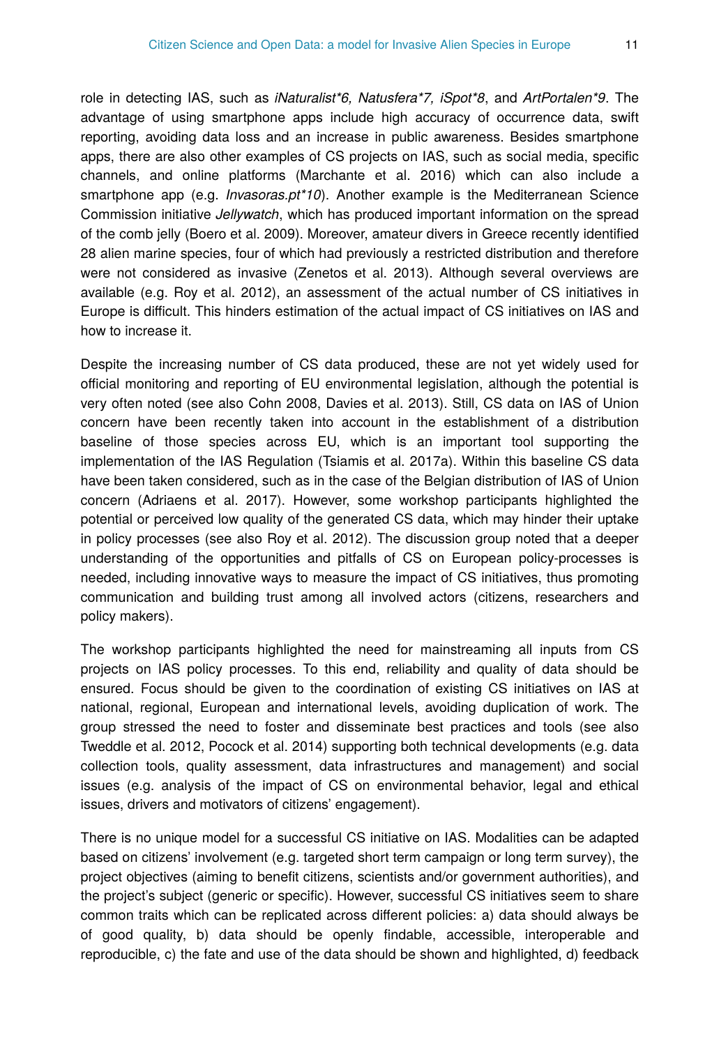role in detecting IAS, such as *iNaturalist\*6, Natusfera\*7, iSpot\*8*, and *ArtPortalen\*9*. The advantage of using smartphone apps include high accuracy of occurrence data, swift reporting, avoiding data loss and an increase in public awareness. Besides smartphone apps, there are also other examples of CS projects on IAS, such as social media, specific channels, and online platforms (Marchante et al. 2016) which can also include a smartphone app (e.g. *Invasoras.pt\*10*). Another example is the Mediterranean Science Commission initiative *Jellywatch*, which has produced important information on the spread of the comb jelly (Boero et al. 2009). Moreover, amateur divers in Greece recently identified 28 alien marine species, four of which had previously a restricted distribution and therefore were not considered as invasive (Zenetos et al. 2013). Although several overviews are available (e.g. Roy et al. 2012), an assessment of the actual number of CS initiatives in Europe is difficult. This hinders estimation of the actual impact of CS initiatives on IAS and how to increase it.

Despite the increasing number of CS data produced, these are not yet widely used for official monitoring and reporting of EU environmental legislation, although the potential is very often noted (see also Cohn 2008, Davies et al. 2013). Still, CS data on IAS of Union concern have been recently taken into account in the establishment of a distribution baseline of those species across EU, which is an important tool supporting the implementation of the IAS Regulation (Tsiamis et al. 2017a). Within this baseline CS data have been taken considered, such as in the case of the Belgian distribution of IAS of Union concern (Adriaens et al. 2017). However, some workshop participants highlighted the potential or perceived low quality of the generated CS data, which may hinder their uptake in policy processes (see also Roy et al. 2012). The discussion group noted that a deeper understanding of the opportunities and pitfalls of CS on European policy-processes is needed, including innovative ways to measure the impact of CS initiatives, thus promoting communication and building trust among all involved actors (citizens, researchers and policy makers).

The workshop participants highlighted the need for mainstreaming all inputs from CS projects on IAS policy processes. To this end, reliability and quality of data should be ensured. Focus should be given to the coordination of existing CS initiatives on IAS at national, regional, European and international levels, avoiding duplication of work. The group stressed the need to foster and disseminate best practices and tools (see also Tweddle et al. 2012, Pocock et al. 2014) supporting both technical developments (e.g. data collection tools, quality assessment, data infrastructures and management) and social issues (e.g. analysis of the impact of CS on environmental behavior, legal and ethical issues, drivers and motivators of citizens' engagement).

There is no unique model for a successful CS initiative on IAS. Modalities can be adapted based on citizens' involvement (e.g. targeted short term campaign or long term survey), the project objectives (aiming to benefit citizens, scientists and/or government authorities), and the project's subject (generic or specific). However, successful CS initiatives seem to share common traits which can be replicated across different policies: a) data should always be of good quality, b) data should be openly findable, accessible, interoperable and reproducible, c) the fate and use of the data should be shown and highlighted, d) feedback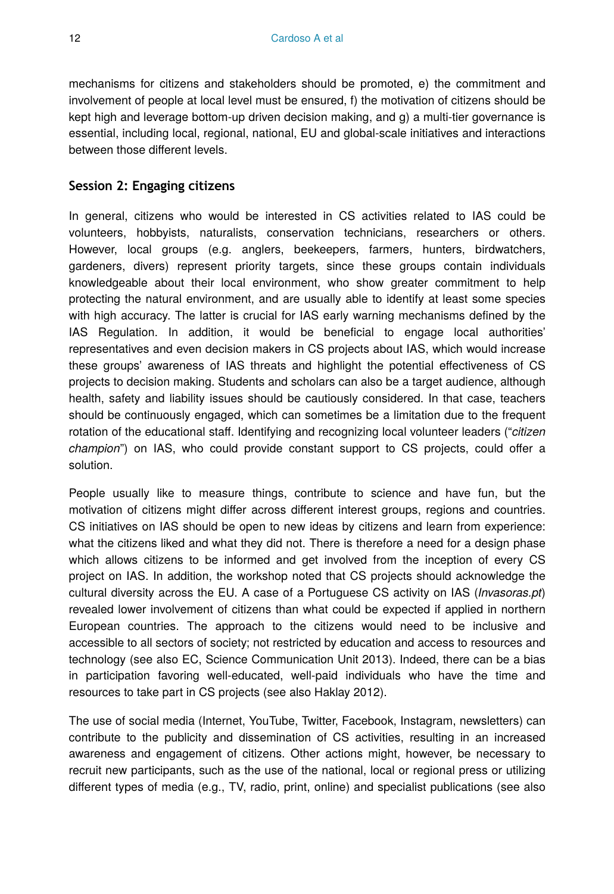mechanisms for citizens and stakeholders should be promoted, e) the commitment and involvement of people at local level must be ensured, f) the motivation of citizens should be kept high and leverage bottom-up driven decision making, and g) a multi-tier governance is essential, including local, regional, national, EU and global-scale initiatives and interactions between those different levels.

### Session 2: Engaging citizens

In general, citizens who would be interested in CS activities related to IAS could be volunteers, hobbyists, naturalists, conservation technicians, researchers or others. However, local groups (e.g. anglers, beekeepers, farmers, hunters, birdwatchers, gardeners, divers) represent priority targets, since these groups contain individuals knowledgeable about their local environment, who show greater commitment to help protecting the natural environment, and are usually able to identify at least some species with high accuracy. The latter is crucial for IAS early warning mechanisms defined by the IAS Regulation. In addition, it would be beneficial to engage local authorities' representatives and even decision makers in CS projects about IAS, which would increase these groups' awareness of IAS threats and highlight the potential effectiveness of CS projects to decision making. Students and scholars can also be a target audience, although health, safety and liability issues should be cautiously considered. In that case, teachers should be continuously engaged, which can sometimes be a limitation due to the frequent rotation of the educational staff. Identifying and recognizing local volunteer leaders ("*citizen champion*") on IAS, who could provide constant support to CS projects, could offer a solution.

People usually like to measure things, contribute to science and have fun, but the motivation of citizens might differ across different interest groups, regions and countries. CS initiatives on IAS should be open to new ideas by citizens and learn from experience: what the citizens liked and what they did not. There is therefore a need for a design phase which allows citizens to be informed and get involved from the inception of every CS project on IAS. In addition, the workshop noted that CS projects should acknowledge the cultural diversity across the EU. A case of a Portuguese CS activity on IAS (*Invasoras.pt*) revealed lower involvement of citizens than what could be expected if applied in northern European countries. The approach to the citizens would need to be inclusive and accessible to all sectors of society; not restricted by education and access to resources and technology (see also EC, Science Communication Unit 2013). Indeed, there can be a bias in participation favoring well-educated, well-paid individuals who have the time and resources to take part in CS projects (see also Haklay 2012).

The use of social media (Internet, YouTube, Twitter, Facebook, Instagram, newsletters) can contribute to the publicity and dissemination of CS activities, resulting in an increased awareness and engagement of citizens. Other actions might, however, be necessary to recruit new participants, such as the use of the national, local or regional press or utilizing different types of media (e.g., TV, radio, print, online) and specialist publications (see also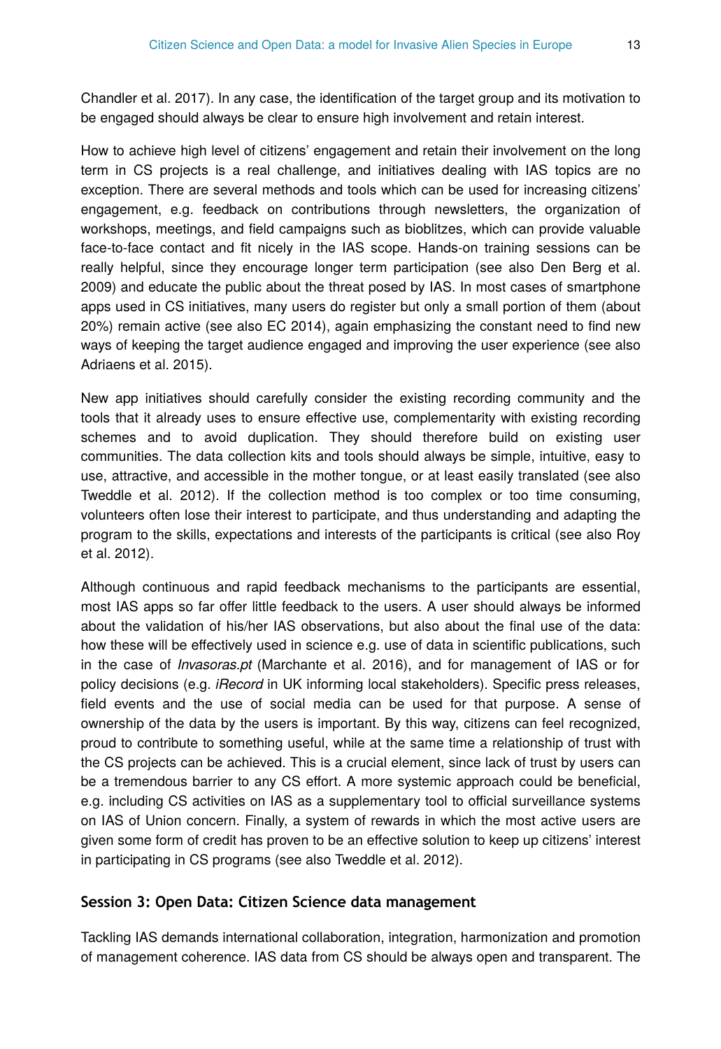Chandler et al. 2017). In any case, the identification of the target group and its motivation to be engaged should always be clear to ensure high involvement and retain interest.

How to achieve high level of citizens' engagement and retain their involvement on the long term in CS projects is a real challenge, and initiatives dealing with IAS topics are no exception. There are several methods and tools which can be used for increasing citizens' engagement, e.g. feedback on contributions through newsletters, the organization of workshops, meetings, and field campaigns such as bioblitzes, which can provide valuable face-to-face contact and fit nicely in the IAS scope. Hands-on training sessions can be really helpful, since they encourage longer term participation (see also Den Berg et al. 2009) and educate the public about the threat posed by IAS. In most cases of smartphone apps used in CS initiatives, many users do register but only a small portion of them (about 20%) remain active (see also EC 2014), again emphasizing the constant need to find new ways of keeping the target audience engaged and improving the user experience (see also Adriaens et al. 2015).

New app initiatives should carefully consider the existing recording community and the tools that it already uses to ensure effective use, complementarity with existing recording schemes and to avoid duplication. They should therefore build on existing user communities. The data collection kits and tools should always be simple, intuitive, easy to use, attractive, and accessible in the mother tongue, or at least easily translated (see also Tweddle et al. 2012). If the collection method is too complex or too time consuming, volunteers often lose their interest to participate, and thus understanding and adapting the program to the skills, expectations and interests of the participants is critical (see also Roy et al. 2012).

Although continuous and rapid feedback mechanisms to the participants are essential, most IAS apps so far offer little feedback to the users. A user should always be informed about the validation of his/her IAS observations, but also about the final use of the data: how these will be effectively used in science e.g. use of data in scientific publications, such in the case of *Invasoras.pt* (Marchante et al. 2016), and for management of IAS or for policy decisions (e.g. *iRecord* in UK informing local stakeholders). Specific press releases, field events and the use of social media can be used for that purpose. A sense of ownership of the data by the users is important. By this way, citizens can feel recognized, proud to contribute to something useful, while at the same time a relationship of trust with the CS projects can be achieved. This is a crucial element, since lack of trust by users can be a tremendous barrier to any CS effort. A more systemic approach could be beneficial, e.g. including CS activities on IAS as a supplementary tool to official surveillance systems on IAS of Union concern. Finally, a system of rewards in which the most active users are given some form of credit has proven to be an effective solution to keep up citizens' interest in participating in CS programs (see also Tweddle et al. 2012).

### Session 3: Open Data: Citizen Science data management

Tackling IAS demands international collaboration, integration, harmonization and promotion of management coherence. IAS data from CS should be always open and transparent. The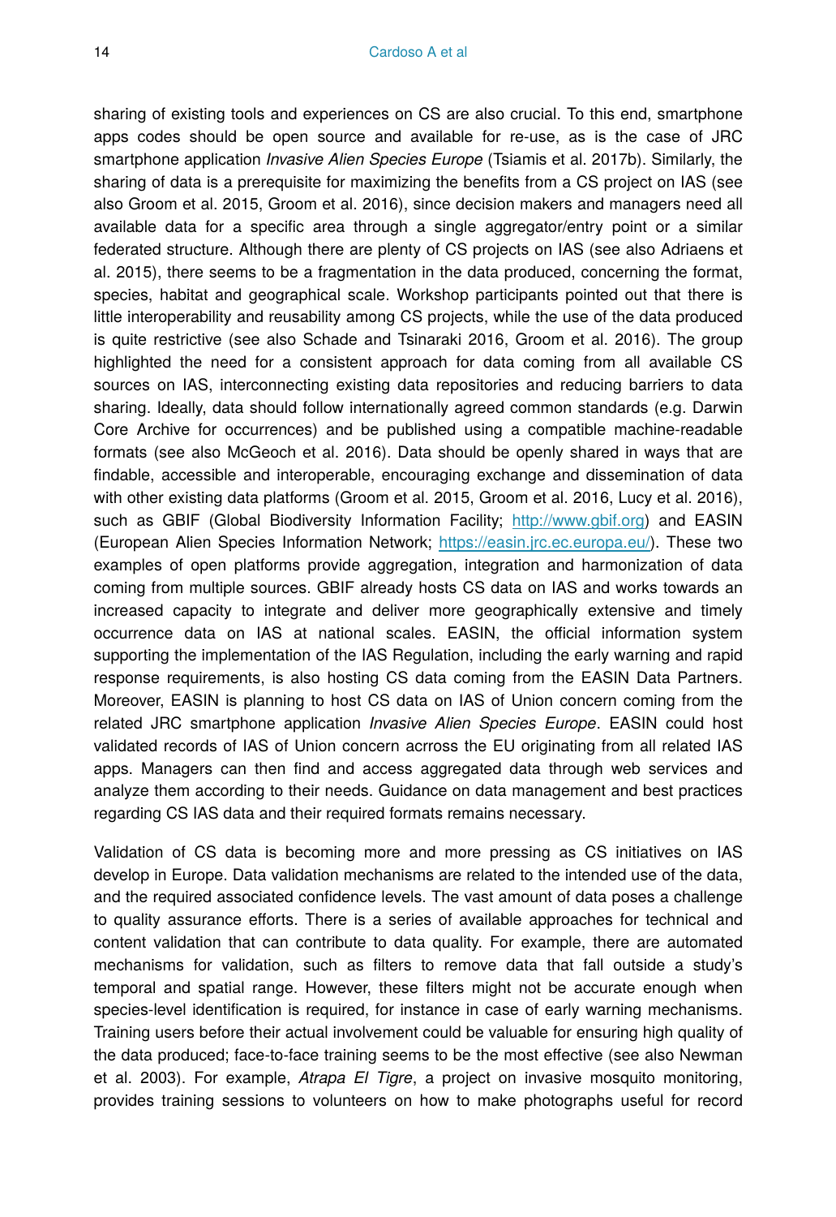sharing of existing tools and experiences on CS are also crucial. To this end, smartphone apps codes should be open source and available for re-use, as is the case of JRC smartphone application *Invasive Alien Species Europe* (Tsiamis et al. 2017b). Similarly, the sharing of data is a prerequisite for maximizing the benefits from a CS project on IAS (see also Groom et al. 2015, Groom et al. 2016), since decision makers and managers need all available data for a specific area through a single aggregator/entry point or a similar federated structure. Although there are plenty of CS projects on IAS (see also Adriaens et al. 2015), there seems to be a fragmentation in the data produced, concerning the format, species, habitat and geographical scale. Workshop participants pointed out that there is little interoperability and reusability among CS projects, while the use of the data produced is quite restrictive (see also Schade and Tsinaraki 2016, Groom et al. 2016). The group highlighted the need for a consistent approach for data coming from all available CS sources on IAS, interconnecting existing data repositories and reducing barriers to data sharing. Ideally, data should follow internationally agreed common standards (e.g. Darwin Core Archive for occurrences) and be published using a compatible machine-readable formats (see also McGeoch et al. 2016). Data should be openly shared in ways that are findable, accessible and interoperable, encouraging exchange and dissemination of data with other existing data platforms (Groom et al. 2015, Groom et al. 2016, Lucy et al. 2016), such as GBIF (Global Biodiversity Information Facility; http://www.gbif.org) and EASIN (European Alien Species Information Network; https://easin.jrc.ec.europa.eu/). These two examples of open platforms provide aggregation, integration and harmonization of data coming from multiple sources. GBIF already hosts CS data on IAS and works towards an increased capacity to integrate and deliver more geographically extensive and timely occurrence data on IAS at national scales. EASIN, the official information system supporting the implementation of the IAS Regulation, including the early warning and rapid response requirements, is also hosting CS data coming from the EASIN Data Partners. Moreover, EASIN is planning to host CS data on IAS of Union concern coming from the related JRC smartphone application *Invasive Alien Species Europe*. EASIN could host validated records of IAS of Union concern acrross the EU originating from all related IAS apps. Managers can then find and access aggregated data through web services and analyze them according to their needs. Guidance on data management and best practices regarding CS IAS data and their required formats remains necessary.

Validation of CS data is becoming more and more pressing as CS initiatives on IAS develop in Europe. Data validation mechanisms are related to the intended use of the data, and the required associated confidence levels. The vast amount of data poses a challenge to quality assurance efforts. There is a series of available approaches for technical and content validation that can contribute to data quality. For example, there are automated mechanisms for validation, such as filters to remove data that fall outside a study's temporal and spatial range. However, these filters might not be accurate enough when species-level identification is required, for instance in case of early warning mechanisms. Training users before their actual involvement could be valuable for ensuring high quality of the data produced; face-to-face training seems to be the most effective (see also Newman et al. 2003). For example, *Atrapa El Tigre*, a project on invasive mosquito monitoring, provides training sessions to volunteers on how to make photographs useful for record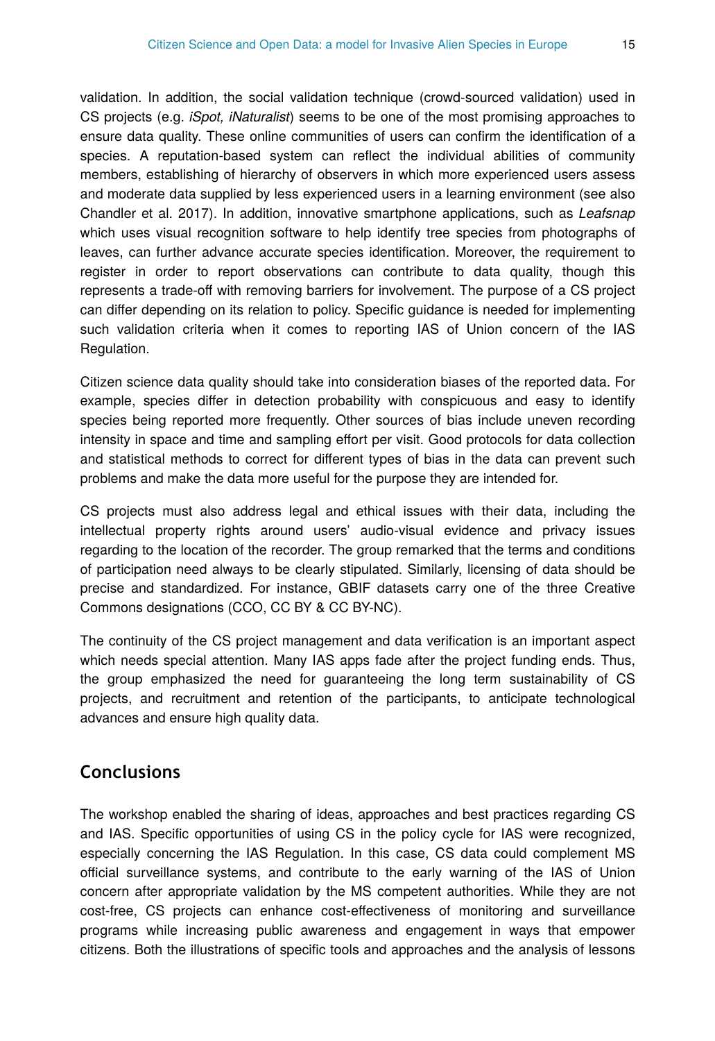validation. In addition, the social validation technique (crowd-sourced validation) used in CS projects (e.g. *iSpot, iNaturalist*) seems to be one of the most promising approaches to ensure data quality. These online communities of users can confirm the identification of a species. A reputation-based system can reflect the individual abilities of community members, establishing of hierarchy of observers in which more experienced users assess and moderate data supplied by less experienced users in a learning environment (see also Chandler et al. 2017). In addition, innovative smartphone applications, such as *Leafsnap* which uses visual recognition software to help identify tree species from photographs of leaves, can further advance accurate species identification. Moreover, the requirement to register in order to report observations can contribute to data quality, though this represents a trade-off with removing barriers for involvement. The purpose of a CS project can differ depending on its relation to policy. Specific guidance is needed for implementing such validation criteria when it comes to reporting IAS of Union concern of the IAS Regulation.

Citizen science data quality should take into consideration biases of the reported data. For example, species differ in detection probability with conspicuous and easy to identify species being reported more frequently. Other sources of bias include uneven recording intensity in space and time and sampling effort per visit. Good protocols for data collection and statistical methods to correct for different types of bias in the data can prevent such problems and make the data more useful for the purpose they are intended for.

CS projects must also address legal and ethical issues with their data, including the intellectual property rights around users' audio-visual evidence and privacy issues regarding to the location of the recorder. The group remarked that the terms and conditions of participation need always to be clearly stipulated. Similarly, licensing of data should be precise and standardized. For instance, GBIF datasets carry one of the three Creative Commons designations (CCO, CC BY & CC BY-NC).

The continuity of the CS project management and data verification is an important aspect which needs special attention. Many IAS apps fade after the project funding ends. Thus, the group emphasized the need for guaranteeing the long term sustainability of CS projects, and recruitment and retention of the participants, to anticipate technological advances and ensure high quality data.

## Conclusions

The workshop enabled the sharing of ideas, approaches and best practices regarding CS and IAS. Specific opportunities of using CS in the policy cycle for IAS were recognized, especially concerning the IAS Regulation. In this case, CS data could complement MS official surveillance systems, and contribute to the early warning of the IAS of Union concern after appropriate validation by the MS competent authorities. While they are not cost-free, CS projects can enhance cost-effectiveness of monitoring and surveillance programs while increasing public awareness and engagement in ways that empower citizens. Both the illustrations of specific tools and approaches and the analysis of lessons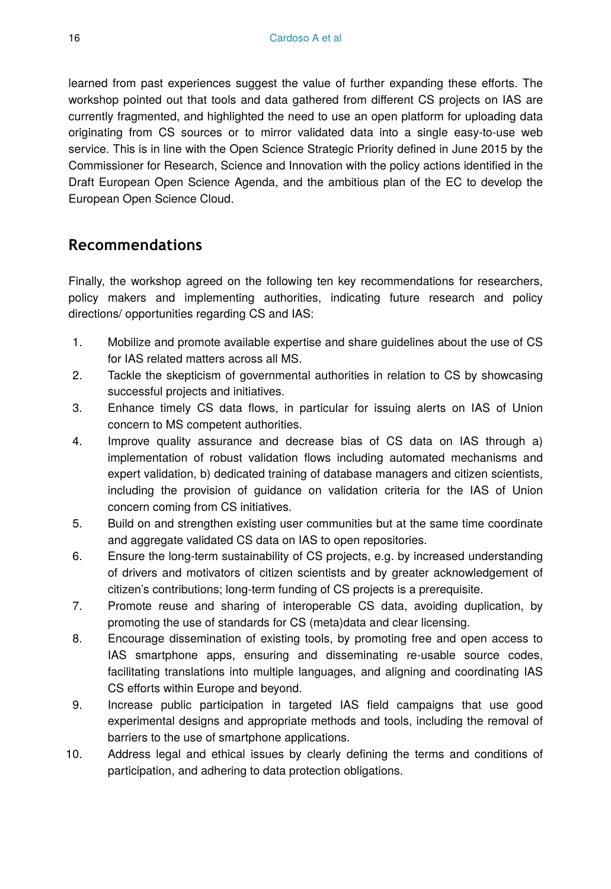learned from past experiences suggest the value of further expanding these efforts. The workshop pointed out that tools and data gathered from different CS projects on IAS are currently fragmented, and highlighted the need to use an open platform for uploading data originating from CS sources or to mirror validated data into a single easy-to-use web service. This is in line with the Open Science Strategic Priority defined in June 2015 by the Commissioner for Research, Science and Innovation with the policy actions identified in the Draft European Open Science Agenda, and the ambitious plan of the EC to develop the European Open Science Cloud.

## Recommendations

Finally, the workshop agreed on the following ten key recommendations for researchers, policy makers and implementing authorities, indicating future research and policy directions/ opportunities regarding CS and IAS:

1. Mobilize and promote available expertise and share guidelines about the use of CS for IAS related matters across all MS.
2. Tackle the skepticism of governmental authorities in relation to CS by showcasing successful projects and initiatives.
3. Enhance timely CS data flows, in particular for issuing alerts on IAS of Union concern to MS competent authorities.
4. Improve quality assurance and decrease bias of CS data on IAS through a) implementation of robust validation flows including automated mechanisms and expert validation, b) dedicated training of database managers and citizen scientists, including the provision of guidance on validation criteria for the IAS of Union concern coming from CS initiatives.
5. Build on and strengthen existing user communities but at the same time coordinate and aggregate validated CS data on IAS to open repositories.
6. Ensure the long-term sustainability of CS projects, e.g. by increased understanding of drivers and motivators of citizen scientists and by greater acknowledgement of citizen's contributions; long-term funding of CS projects is a prerequisite.
7. Promote reuse and sharing of interoperable CS data, avoiding duplication, by promoting the use of standards for CS (meta)data and clear licensing.
8. Encourage dissemination of existing tools, by promoting free and open access to IAS smartphone apps, ensuring and disseminating re-usable source codes, facilitating translations into multiple languages, and aligning and coordinating IAS CS efforts within Europe and beyond.
9. Increase public participation in targeted IAS field campaigns that use good experimental designs and appropriate methods and tools, including the removal of barriers to the use of smartphone applications.
10. Address legal and ethical issues by clearly defining the terms and conditions of participation, and adhering to data protection obligations.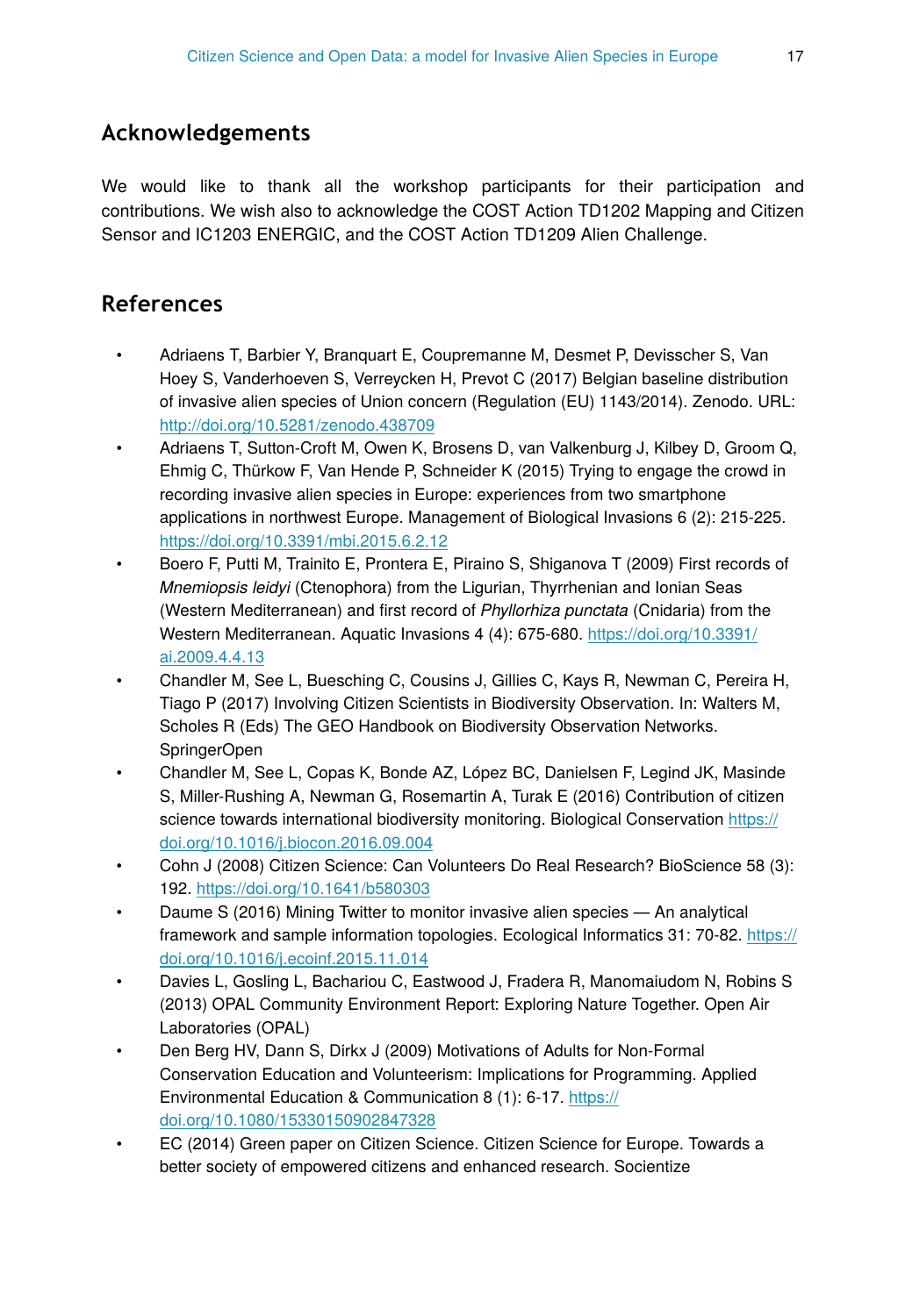## Acknowledgements

We would like to thank all the workshop participants for their participation and contributions. We wish also to acknowledge the COST Action TD1202 Mapping and Citizen Sensor and IC1203 ENERGIC, and the COST Action TD1209 Alien Challenge.

## References

- Adriaens T, Barbier Y, Branquart E, Coupremanne M, Desmet P, Devisscher S, Van Hoey S, Vanderhoeven S, Verreycken H, Prevot C (2017) Belgian baseline distribution of invasive alien species of Union concern (Regulation (EU) 1143/2014). Zenodo. URL: http://doi.org/10.5281/zenodo.438709
- Adriaens T, Sutton-Croft M, Owen K, Brosens D, van Valkenburg J, Kilbey D, Groom Q, Ehmig C, Thürkow F, Van Hende P, Schneider K (2015) Trying to engage the crowd in recording invasive alien species in Europe: experiences from two smartphone applications in northwest Europe. Management of Biological Invasions 6 (2): 215-225. https://doi.org/10.3391/mbi.2015.6.2.12
- Boero F, Putti M, Trainito E, Prontera E, Piraino S, Shiganova T (2009) First records of *Mnemiopsis leidyi* (Ctenophora) from the Ligurian, Thyrrhenian and Ionian Seas (Western Mediterranean) and first record of *Phyllorhiza punctata* (Cnidaria) from the Western Mediterranean. Aquatic Invasions 4 (4): 675-680. https://doi.org/10.3391/ai.2009.4.4.13
- Chandler M, See L, Buesching C, Cousins J, Gillies C, Kays R, Newman C, Pereira H, Tiago P (2017) Involving Citizen Scientists in Biodiversity Observation. In: Walters M, Scholes R (Eds) The GEO Handbook on Biodiversity Observation Networks. SpringerOpen
- Chandler M, See L, Copas K, Bonde AZ, López BC, Danielsen F, Legind JK, Masinde S, Miller-Rushing A, Newman G, Rosemartin A, Turak E (2016) Contribution of citizen science towards international biodiversity monitoring. Biological Conservation https://doi.org/10.1016/j.biocon.2016.09.004
- Cohn J (2008) Citizen Science: Can Volunteers Do Real Research? BioScience 58 (3): 192. https://doi.org/10.1641/b580303
- Daume S (2016) Mining Twitter to monitor invasive alien species — An analytical framework and sample information topologies. Ecological Informatics 31: 70-82. https://doi.org/10.1016/j.ecoinf.2015.11.014
- Davies L, Gosling L, Bachariou C, Eastwood J, Fradera R, Manomaiudom N, Robins S (2013) OPAL Community Environment Report: Exploring Nature Together. Open Air Laboratories (OPAL)
- Den Berg HV, Dann S, Dirkx J (2009) Motivations of Adults for Non-Formal Conservation Education and Volunteerism: Implications for Programming. Applied Environmental Education & Communication 8 (1): 6-17. https://doi.org/10.1080/15330150902847328
- EC (2014) Green paper on Citizen Science. Citizen Science for Europe. Towards a better society of empowered citizens and enhanced research. Socientize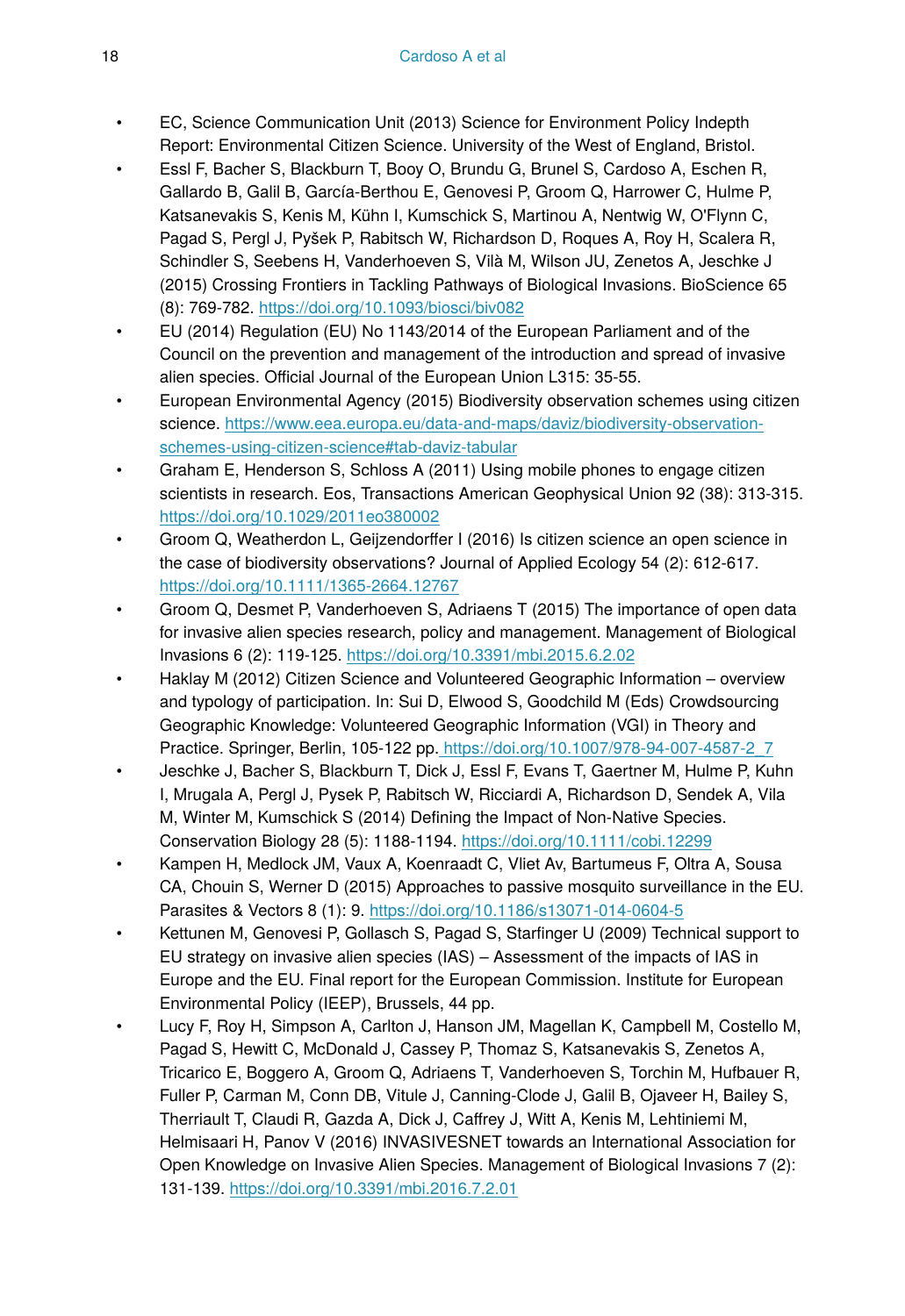- EC, Science Communication Unit (2013) Science for Environment Policy Indepth Report: Environmental Citizen Science. University of the West of England, Bristol.
- Essl F, Bacher S, Blackburn T, Booy O, Brundu G, Brunel S, Cardoso A, Eschen R, Gallardo B, Galil B, García-Berthou E, Genovesi P, Groom Q, Harrower C, Hulme P, Katsanevakis S, Kenis M, Kühn I, Kumschick S, Martinou A, Nentwig W, O'Flynn C, Pagad S, Pergl J, Pyšek P, Rabitsch W, Richardson D, Roques A, Roy H, Scalera R, Schindler S, Seebens H, Vanderhoeven S, Vilà M, Wilson JU, Zenetos A, Jeschke J (2015) Crossing Frontiers in Tackling Pathways of Biological Invasions. BioScience 65 (8): 769-782. https://doi.org/10.1093/biosci/biv082
- EU (2014) Regulation (EU) No 1143/2014 of the European Parliament and of the Council on the prevention and management of the introduction and spread of invasive alien species. Official Journal of the European Union L315: 35-55.
- European Environmental Agency (2015) Biodiversity observation schemes using citizen science. https://www.eea.europa.eu/data-and-maps/daviz/biodiversity-observation-schemes-using-citizen-science#tab-daviz-tabular
- Graham E, Henderson S, Schloss A (2011) Using mobile phones to engage citizen scientists in research. Eos, Transactions American Geophysical Union 92 (38): 313-315. https://doi.org/10.1029/2011eo380002
- Groom Q, Weatherdon L, Geijzendorffer I (2016) Is citizen science an open science in the case of biodiversity observations? Journal of Applied Ecology 54 (2): 612-617. https://doi.org/10.1111/1365-2664.12767
- Groom Q, Desmet P, Vanderhoeven S, Adriaens T (2015) The importance of open data for invasive alien species research, policy and management. Management of Biological Invasions 6 (2): 119-125. https://doi.org/10.3391/mbi.2015.6.2.02
- Haklay M (2012) Citizen Science and Volunteered Geographic Information – overview and typology of participation. In: Sui D, Elwood S, Goodchild M (Eds) Crowdsourcing Geographic Knowledge: Volunteered Geographic Information (VGI) in Theory and Practice. Springer, Berlin, 105-122 pp. https://doi.org/10.1007/978-94-007-4587-2_7
- Jeschke J, Bacher S, Blackburn T, Dick J, Essl F, Evans T, Gaertner M, Hulme P, Kuhn I, Mrugala A, Pergl J, Pysek P, Rabitsch W, Ricciardi A, Richardson D, Sendek A, Vila M, Winter M, Kumschick S (2014) Defining the Impact of Non-Native Species. Conservation Biology 28 (5): 1188-1194. https://doi.org/10.1111/cobi.12299
- Kampen H, Medlock JM, Vaux A, Koenraadt C, Vliet Av, Bartumeus F, Oltra A, Sousa CA, Chouin S, Werner D (2015) Approaches to passive mosquito surveillance in the EU. Parasites & Vectors 8 (1): 9. https://doi.org/10.1186/s13071-014-0604-5
- Kettunen M, Genovesi P, Gollasch S, Pagad S, Starfinger U (2009) Technical support to EU strategy on invasive alien species (IAS) – Assessment of the impacts of IAS in Europe and the EU. Final report for the European Commission. Institute for European Environmental Policy (IEEP), Brussels, 44 pp.
- Lucy F, Roy H, Simpson A, Carlton J, Hanson JM, Magellan K, Campbell M, Costello M, Pagad S, Hewitt C, McDonald J, Cassey P, Thomaz S, Katsanevakis S, Zenetos A, Tricarico E, Boggero A, Groom Q, Adriaens T, Vanderhoeven S, Torchin M, Hufbauer R, Fuller P, Carman M, Conn DB, Vitule J, Canning-Clode J, Galil B, Ojaveer H, Bailey S, Therriault T, Claudi R, Gazda A, Dick J, Caffrey J, Witt A, Kenis M, Lehtiniemi M, Helmisaari H, Panov V (2016) INVASIVESNET towards an International Association for Open Knowledge on Invasive Alien Species. Management of Biological Invasions 7 (2): 131-139. https://doi.org/10.3391/mbi.2016.7.2.01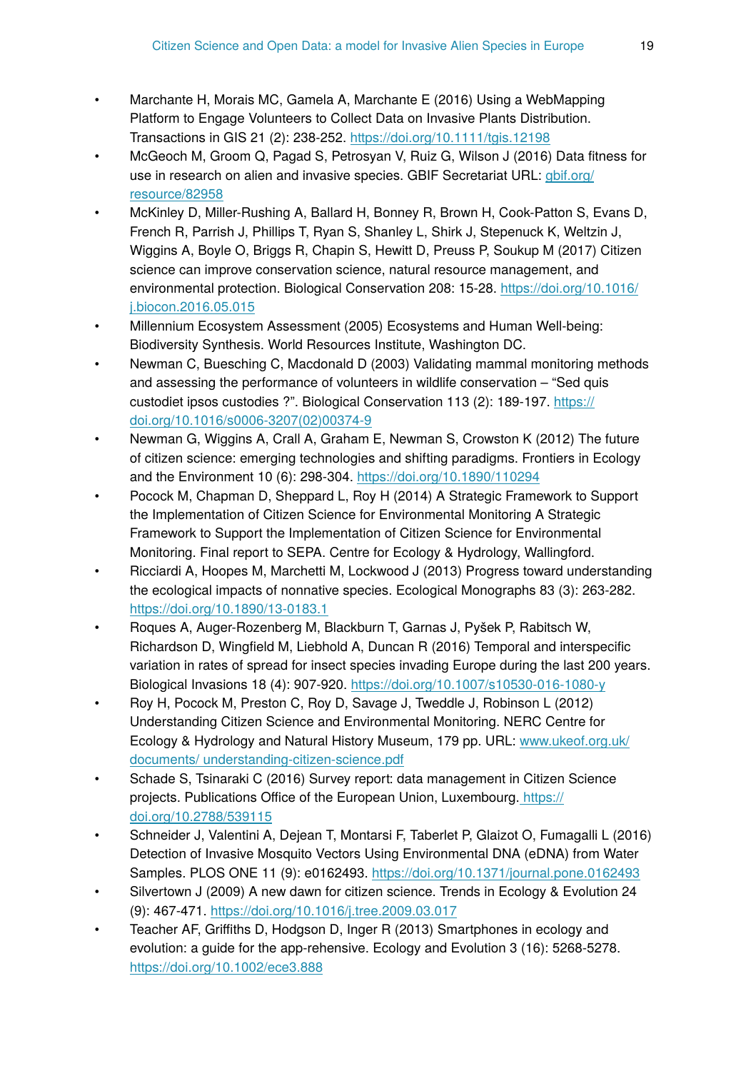- Marchante H, Morais MC, Gamela A, Marchante E (2016) Using a WebMapping Platform to Engage Volunteers to Collect Data on Invasive Plants Distribution. Transactions in GIS 21 (2): 238-252. https://doi.org/10.1111/tgis.12198
- McGeoch M, Groom Q, Pagad S, Petrosyan V, Ruiz G, Wilson J (2016) Data fitness for use in research on alien and invasive species. GBIF Secretariat URL: gbif.org/resource/82958
- McKinley D, Miller-Rushing A, Ballard H, Bonney R, Brown H, Cook-Patton S, Evans D, French R, Parrish J, Phillips T, Ryan S, Shanley L, Shirk J, Stepenuck K, Weltzin J, Wiggins A, Boyle O, Briggs R, Chapin S, Hewitt D, Preuss P, Soukup M (2017) Citizen science can improve conservation science, natural resource management, and environmental protection. Biological Conservation 208: 15-28. https://doi.org/10.1016/j.biocon.2016.05.015
- Millennium Ecosystem Assessment (2005) Ecosystems and Human Well-being: Biodiversity Synthesis. World Resources Institute, Washington DC.
- Newman C, Buesching C, Macdonald D (2003) Validating mammal monitoring methods and assessing the performance of volunteers in wildlife conservation – "Sed quis custodiet ipsos custodies ?". Biological Conservation 113 (2): 189-197. https://doi.org/10.1016/s0006-3207(02)00374-9
- Newman G, Wiggins A, Crall A, Graham E, Newman S, Crowston K (2012) The future of citizen science: emerging technologies and shifting paradigms. Frontiers in Ecology and the Environment 10 (6): 298-304. https://doi.org/10.1890/110294
- Pocock M, Chapman D, Sheppard L, Roy H (2014) A Strategic Framework to Support the Implementation of Citizen Science for Environmental Monitoring A Strategic Framework to Support the Implementation of Citizen Science for Environmental Monitoring. Final report to SEPA. Centre for Ecology & Hydrology, Wallingford.
- Ricciardi A, Hoopes M, Marchetti M, Lockwood J (2013) Progress toward understanding the ecological impacts of nonnative species. Ecological Monographs 83 (3): 263-282. https://doi.org/10.1890/13-0183.1
- Roques A, Auger-Rozenberg M, Blackburn T, Garnas J, Pyšek P, Rabitsch W, Richardson D, Wingfield M, Liebhold A, Duncan R (2016) Temporal and interspecific variation in rates of spread for insect species invading Europe during the last 200 years. Biological Invasions 18 (4): 907-920. https://doi.org/10.1007/s10530-016-1080-y
- Roy H, Pocock M, Preston C, Roy D, Savage J, Tweddle J, Robinson L (2012) Understanding Citizen Science and Environmental Monitoring. NERC Centre for Ecology & Hydrology and Natural History Museum, 179 pp. URL: www.ukeof.org.uk/documents/ understanding-citizen-science.pdf
- Schade S, Tsinaraki C (2016) Survey report: data management in Citizen Science projects. Publications Office of the European Union, Luxembourg. https://doi.org/10.2788/539115
- Schneider J, Valentini A, Dejean T, Montarsi F, Taberlet P, Glaizot O, Fumagalli L (2016) Detection of Invasive Mosquito Vectors Using Environmental DNA (eDNA) from Water Samples. PLOS ONE 11 (9): e0162493. https://doi.org/10.1371/journal.pone.0162493
- Silvertown J (2009) A new dawn for citizen science. Trends in Ecology & Evolution 24 (9): 467-471. https://doi.org/10.1016/j.tree.2009.03.017
- Teacher AF, Griffiths D, Hodgson D, Inger R (2013) Smartphones in ecology and evolution: a guide for the app-rehensive. Ecology and Evolution 3 (16): 5268-5278. https://doi.org/10.1002/ece3.888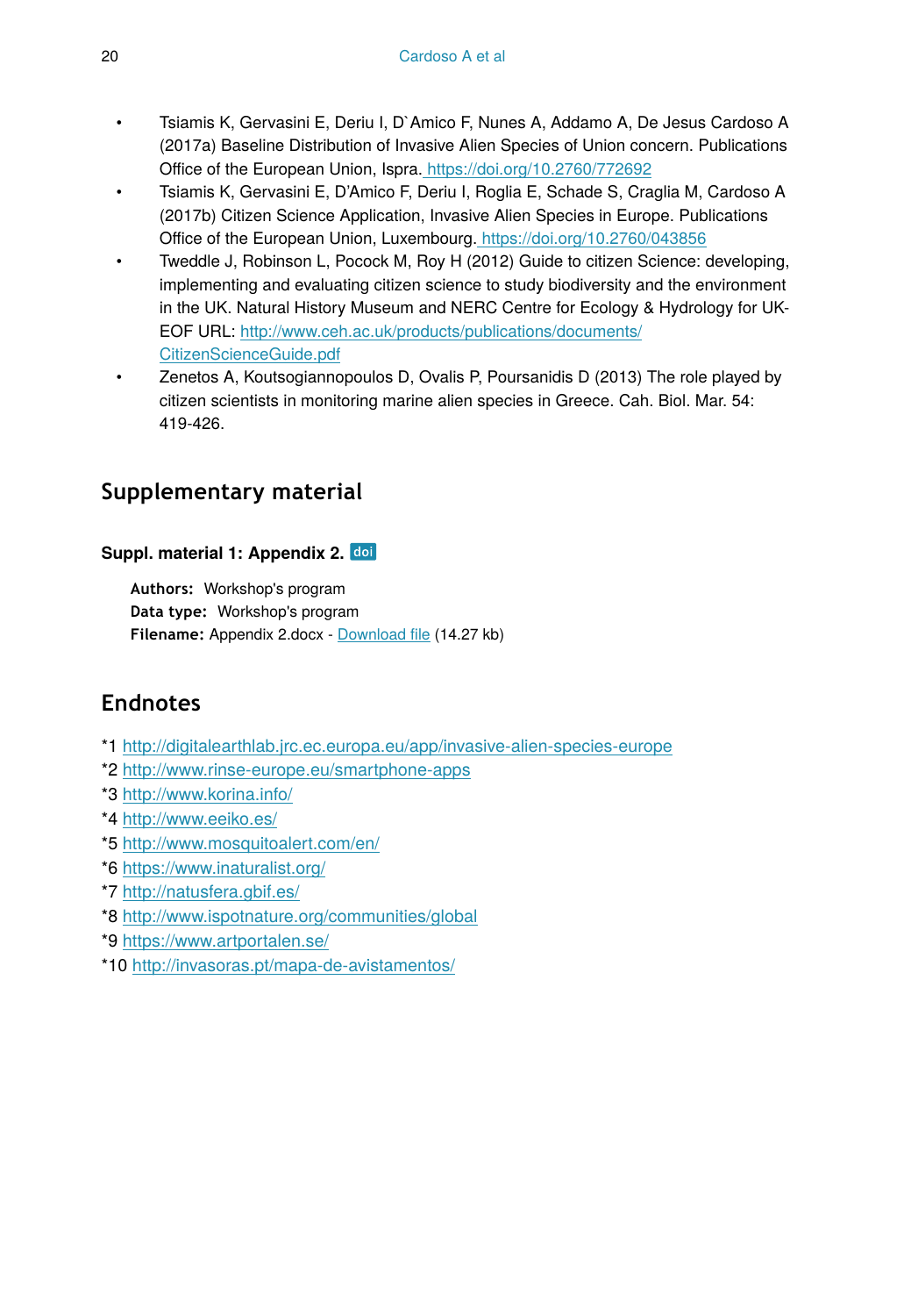- Tsiamis K, Gervasini E, Deriu I, D`Amico F, Nunes A, Addamo A, De Jesus Cardoso A (2017a) Baseline Distribution of Invasive Alien Species of Union concern. Publications Office of the European Union, Ispra. https://doi.org/10.2760/772692
- Tsiamis K, Gervasini E, D'Amico F, Deriu I, Roglia E, Schade S, Craglia M, Cardoso A (2017b) Citizen Science Application, Invasive Alien Species in Europe. Publications Office of the European Union, Luxembourg. https://doi.org/10.2760/043856
- Tweddle J, Robinson L, Pocock M, Roy H (2012) Guide to citizen Science: developing, implementing and evaluating citizen science to study biodiversity and the environment in the UK. Natural History Museum and NERC Centre for Ecology & Hydrology for UK-EOF URL: http://www.ceh.ac.uk/products/publications/documents/CitizenScienceGuide.pdf
- Zenetos A, Koutsogiannopoulos D, Ovalis P, Poursanidis D (2013) The role played by citizen scientists in monitoring marine alien species in Greece. Cah. Biol. Mar. 54: 419-426.

## Supplementary material

### Suppl. material 1: Appendix 2. doi

**Authors:** Workshop's program
**Data type:** Workshop's program
**Filename:** Appendix 2.docx - Download file (14.27 kb)

## Endnotes

*1 http://digitalearthlab.jrc.ec.europa.eu/app/invasive-alien-species-europe
*2 http://www.rinse-europe.eu/smartphone-apps
*3 http://www.korina.info/
*4 http://www.eeiko.es/
*5 http://www.mosquitoalert.com/en/
*6 https://www.inaturalist.org/
*7 http://natusfera.gbif.es/
*8 http://www.ispotnature.org/communities/global
*9 https://www.artportalen.se/
*10 http://invasoras.pt/mapa-de-avistamentos/